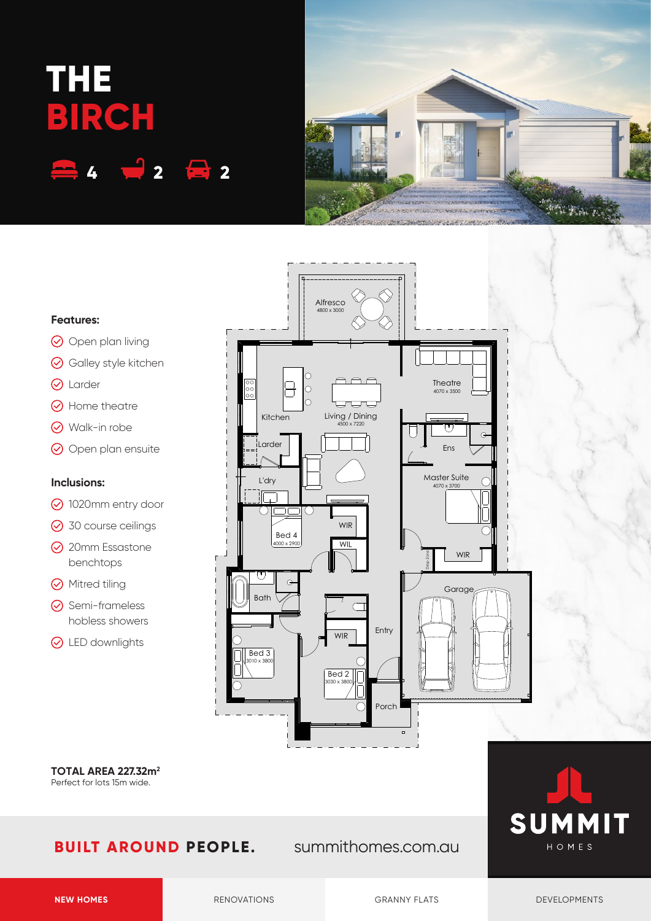# THE BIRCH

4 2 2

## Features:

- Open plan living
- Galley style kitchen
- Larder
- Home theatre
- Walk-in robe
- Open plan ensuite

## Inclusions:

- 1020mm entry door
- 30 course ceilings
- 20mm Essastone benchtops
- Mitred tiling
- Semi-frameless hobless showers
- LED downlights

Alfresco 4800 x 3000

Theatre 4070 x 3500

Kitchen

Living / Dining 4500 x 7220

Larder

Ens

L'dry

Master Suite 4070 x 3700

Bed 4 4000 x 2900

WIR

WIL

WIR

Bath

Garage

Entry

WIR

Bed 3 3010 x 3800

Bed 2 3030 x 3800

Porch

**TOTAL AREA 227.32m²**
Perfect for lots 15m wide.

**BUILT AROUND PEOPLE.** summithomes.com.au

SUMMIT HOMES

NEW HOMES | RENOVATIONS | GRANNY FLATS | DEVELOPMENTS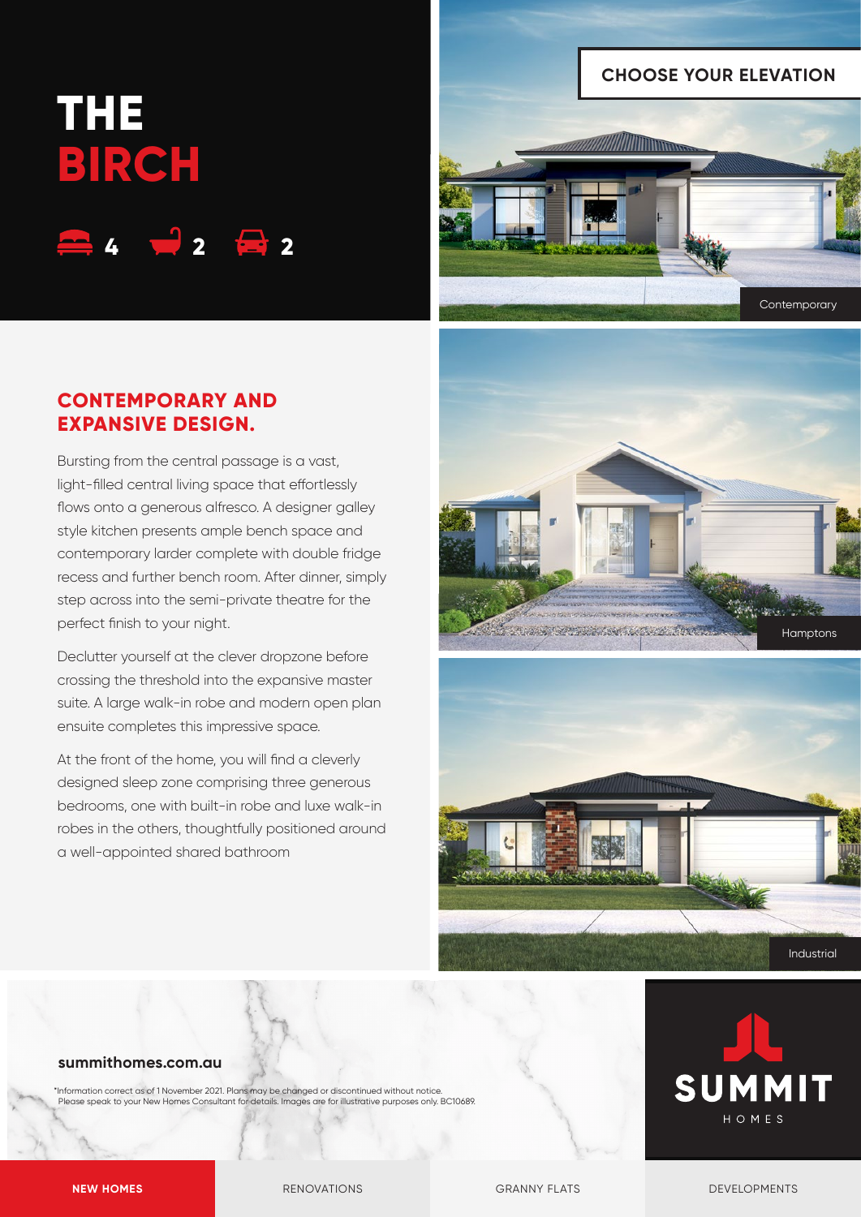# THE BIRCH

4 2 2

CHOOSE YOUR ELEVATION

Contemporary

Hamptons

Industrial

## CONTEMPORARY AND EXPANSIVE DESIGN.

Bursting from the central passage is a vast, light-filled central living space that effortlessly flows onto a generous alfresco. A designer galley style kitchen presents ample bench space and contemporary larder complete with double fridge recess and further bench room. After dinner, simply step across into the semi-private theatre for the perfect finish to your night.

Declutter yourself at the clever dropzone before crossing the threshold into the expansive master suite. A large walk-in robe and modern open plan ensuite completes this impressive space.

At the front of the home, you will find a cleverly designed sleep zone comprising three generous bedrooms, one with built-in robe and luxe walk-in robes in the others, thoughtfully positioned around a well-appointed shared bathroom

**summithomes.com.au**

*Information correct as of 1 November 2021. Plans may be changed or discontinued without notice. Please speak to your New Homes Consultant for details. Images are for illustrative purposes only. BC10689.

SUMMIT HOMES

NEW HOMES | RENOVATIONS | GRANNY FLATS | DEVELOPMENTS